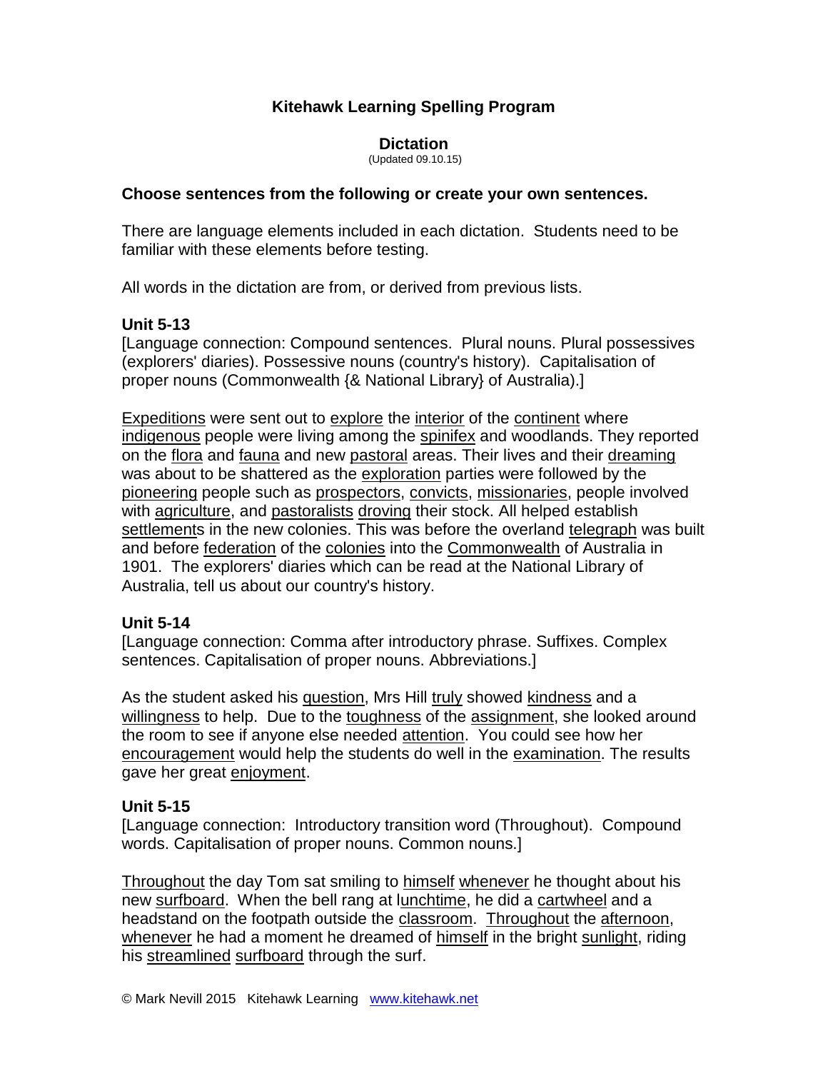# Kitehawk Learning Spelling Program

## Dictation

(Updated 09.10.15)

**Choose sentences from the following or create your own sentences.**

There are language elements included in each dictation. Students need to be familiar with these elements before testing.

All words in the dictation are from, or derived from previous lists.

### Unit 5-13

[Language connection: Compound sentences. Plural nouns. Plural possessives (explorers' diaries). Possessive nouns (country's history). Capitalisation of proper nouns (Commonwealth {& National Library} of Australia).]

Expeditions were sent out to explore the interior of the continent where indigenous people were living among the spinifex and woodlands. They reported on the flora and fauna and new pastoral areas. Their lives and their dreaming was about to be shattered as the exploration parties were followed by the pioneering people such as prospectors, convicts, missionaries, people involved with agriculture, and pastoralists droving their stock. All helped establish settlements in the new colonies. This was before the overland telegraph was built and before federation of the colonies into the Commonwealth of Australia in 1901. The explorers' diaries which can be read at the National Library of Australia, tell us about our country's history.

### Unit 5-14

[Language connection: Comma after introductory phrase. Suffixes. Complex sentences. Capitalisation of proper nouns. Abbreviations.]

As the student asked his question, Mrs Hill truly showed kindness and a willingness to help. Due to the toughness of the assignment, she looked around the room to see if anyone else needed attention. You could see how her encouragement would help the students do well in the examination. The results gave her great enjoyment.

### Unit 5-15

[Language connection: Introductory transition word (Throughout). Compound words. Capitalisation of proper nouns. Common nouns.]

Throughout the day Tom sat smiling to himself whenever he thought about his new surfboard. When the bell rang at lunchtime, he did a cartwheel and a headstand on the footpath outside the classroom. Throughout the afternoon, whenever he had a moment he dreamed of himself in the bright sunlight, riding his streamlined surfboard through the surf.

© Mark Nevill 2015 Kitehawk Learning www.kitehawk.net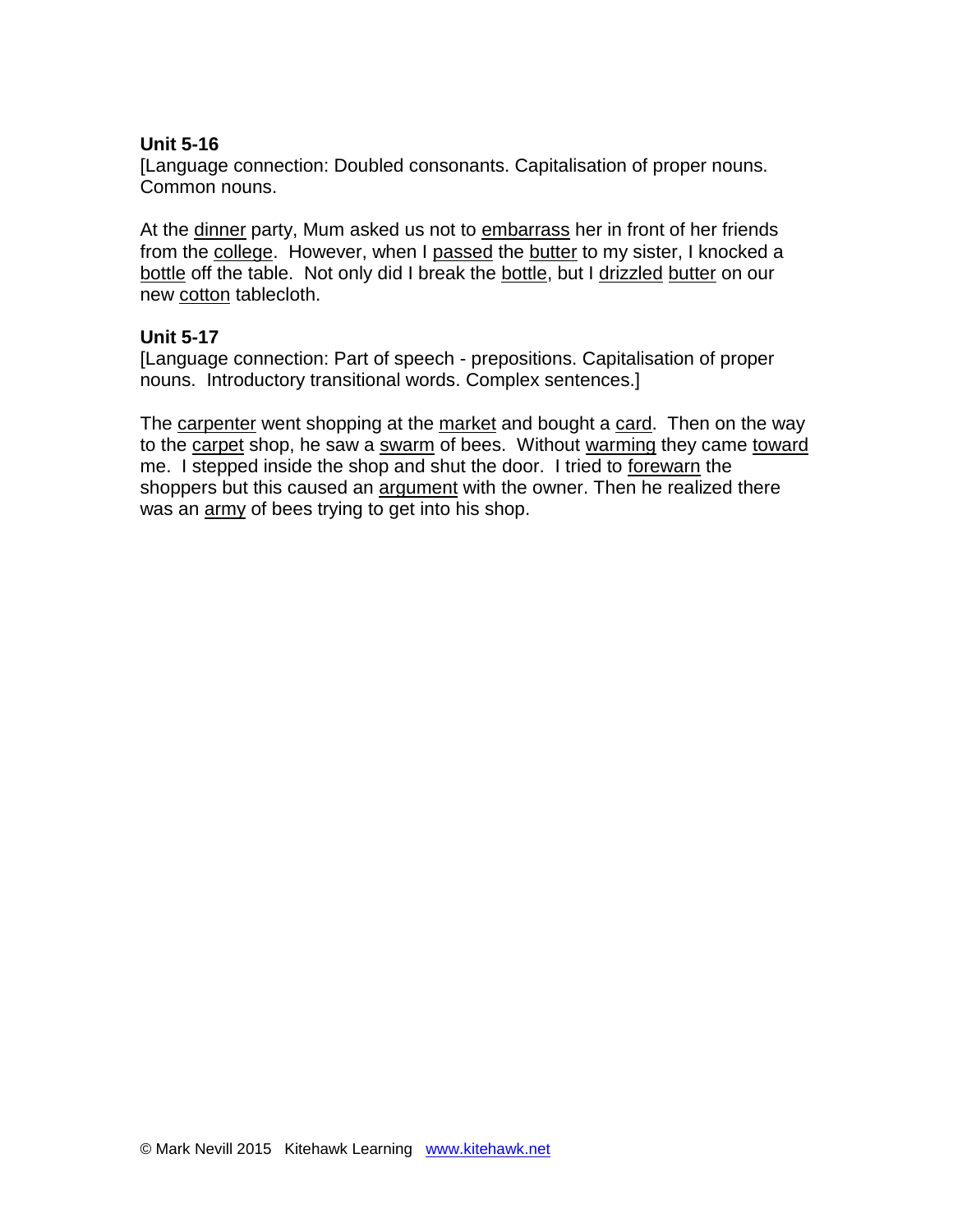**Unit 5-16**
[Language connection: Doubled consonants. Capitalisation of proper nouns. Common nouns.

At the <u>dinner</u> party, Mum asked us not to <u>embarrass</u> her in front of her friends from the <u>college</u>. However, when I <u>passed</u> the <u>butter</u> to my sister, I knocked a <u>bottle</u> off the table. Not only did I break the <u>bottle</u>, but I <u>drizzled</u> <u>butter</u> on our new <u>cotton</u> tablecloth.

**Unit 5-17**
[Language connection: Part of speech - prepositions. Capitalisation of proper nouns. Introductory transitional words. Complex sentences.]

The <u>carpenter</u> went shopping at the <u>market</u> and bought a <u>card</u>. Then on the way to the <u>carpet</u> shop, he saw a <u>swarm</u> of bees. Without <u>warming</u> they came <u>toward</u> me. I stepped inside the shop and shut the door. I tried to <u>forewarn</u> the shoppers but this caused an <u>argument</u> with the owner. Then he realized there was an <u>army</u> of bees trying to get into his shop.

© Mark Nevill 2015 Kitehawk Learning www.kitehawk.net